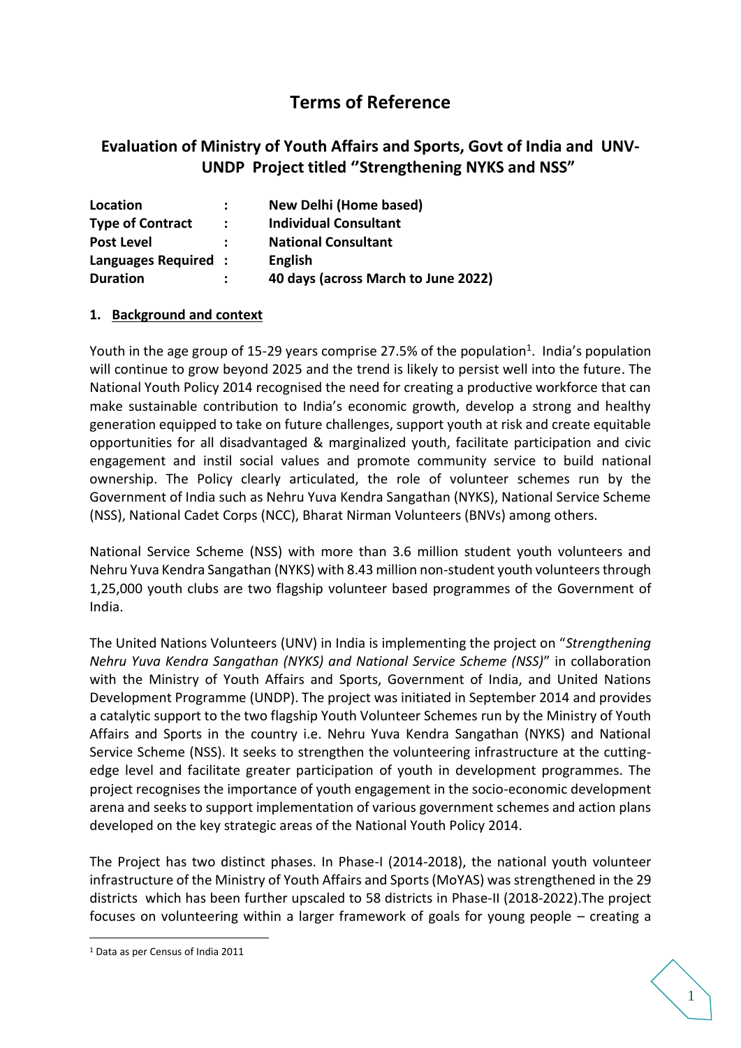# Terms of Reference

## Evaluation of Ministry of Youth Affairs and Sports, Govt of India and UNV-UNDP Project titled "Strengthening NYKS and NSS"

| | | |
|---|---|---|
| **Location** | **:** | **New Delhi (Home based)** |
| **Type of Contract** | **:** | **Individual Consultant** |
| **Post Level** | **:** | **National Consultant** |
| **Languages Required** | **:** | **English** |
| **Duration** | **:** | **40 days (across March to June 2022)** |

### 1. Background and context

Youth in the age group of 15-29 years comprise 27.5% of the population[1]. India's population will continue to grow beyond 2025 and the trend is likely to persist well into the future. The National Youth Policy 2014 recognised the need for creating a productive workforce that can make sustainable contribution to India's economic growth, develop a strong and healthy generation equipped to take on future challenges, support youth at risk and create equitable opportunities for all disadvantaged & marginalized youth, facilitate participation and civic engagement and instil social values and promote community service to build national ownership. The Policy clearly articulated, the role of volunteer schemes run by the Government of India such as Nehru Yuva Kendra Sangathan (NYKS), National Service Scheme (NSS), National Cadet Corps (NCC), Bharat Nirman Volunteers (BNVs) among others.

National Service Scheme (NSS) with more than 3.6 million student youth volunteers and Nehru Yuva Kendra Sangathan (NYKS) with 8.43 million non-student youth volunteers through 1,25,000 youth clubs are two flagship volunteer based programmes of the Government of India.

The United Nations Volunteers (UNV) in India is implementing the project on "*Strengthening Nehru Yuva Kendra Sangathan (NYKS) and National Service Scheme (NSS)*" in collaboration with the Ministry of Youth Affairs and Sports, Government of India, and United Nations Development Programme (UNDP). The project was initiated in September 2014 and provides a catalytic support to the two flagship Youth Volunteer Schemes run by the Ministry of Youth Affairs and Sports in the country i.e. Nehru Yuva Kendra Sangathan (NYKS) and National Service Scheme (NSS). It seeks to strengthen the volunteering infrastructure at the cutting-edge level and facilitate greater participation of youth in development programmes. The project recognises the importance of youth engagement in the socio-economic development arena and seeks to support implementation of various government schemes and action plans developed on the key strategic areas of the National Youth Policy 2014.

The Project has two distinct phases. In Phase-I (2014-2018), the national youth volunteer infrastructure of the Ministry of Youth Affairs and Sports (MoYAS) was strengthened in the 29 districts which has been further upscaled to 58 districts in Phase-II (2018-2022).The project focuses on volunteering within a larger framework of goals for young people – creating a

[1] Data as per Census of India 2011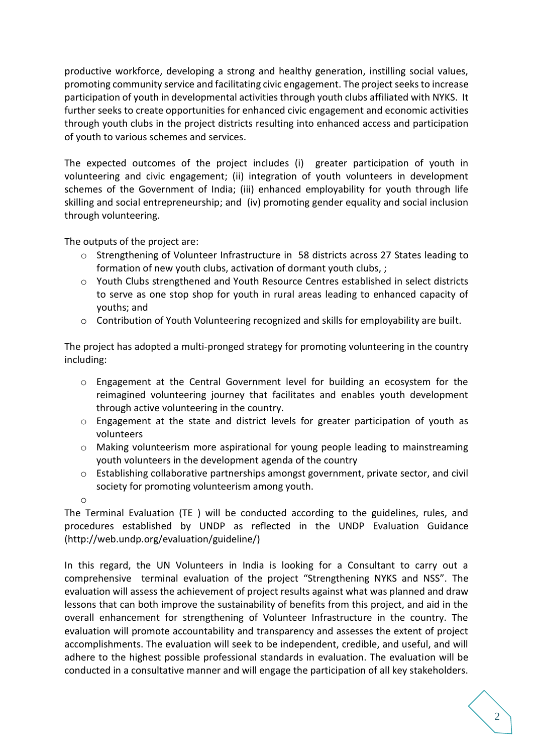productive workforce, developing a strong and healthy generation, instilling social values, promoting community service and facilitating civic engagement. The project seeks to increase participation of youth in developmental activities through youth clubs affiliated with NYKS. It further seeks to create opportunities for enhanced civic engagement and economic activities through youth clubs in the project districts resulting into enhanced access and participation of youth to various schemes and services.

The expected outcomes of the project includes (i) greater participation of youth in volunteering and civic engagement; (ii) integration of youth volunteers in development schemes of the Government of India; (iii) enhanced employability for youth through life skilling and social entrepreneurship; and (iv) promoting gender equality and social inclusion through volunteering.

The outputs of the project are:

- Strengthening of Volunteer Infrastructure in 58 districts across 27 States leading to formation of new youth clubs, activation of dormant youth clubs, ;
- Youth Clubs strengthened and Youth Resource Centres established in select districts to serve as one stop shop for youth in rural areas leading to enhanced capacity of youths; and
- Contribution of Youth Volunteering recognized and skills for employability are built.

The project has adopted a multi-pronged strategy for promoting volunteering in the country including:

- Engagement at the Central Government level for building an ecosystem for the reimagined volunteering journey that facilitates and enables youth development through active volunteering in the country.
- Engagement at the state and district levels for greater participation of youth as volunteers
- Making volunteerism more aspirational for young people leading to mainstreaming youth volunteers in the development agenda of the country
- Establishing collaborative partnerships amongst government, private sector, and civil society for promoting volunteerism among youth.
-

The Terminal Evaluation (TE ) will be conducted according to the guidelines, rules, and procedures established by UNDP as reflected in the UNDP Evaluation Guidance (http://web.undp.org/evaluation/guideline/)

In this regard, the UN Volunteers in India is looking for a Consultant to carry out a comprehensive terminal evaluation of the project "Strengthening NYKS and NSS". The evaluation will assess the achievement of project results against what was planned and draw lessons that can both improve the sustainability of benefits from this project, and aid in the overall enhancement for strengthening of Volunteer Infrastructure in the country. The evaluation will promote accountability and transparency and assesses the extent of project accomplishments. The evaluation will seek to be independent, credible, and useful, and will adhere to the highest possible professional standards in evaluation. The evaluation will be conducted in a consultative manner and will engage the participation of all key stakeholders.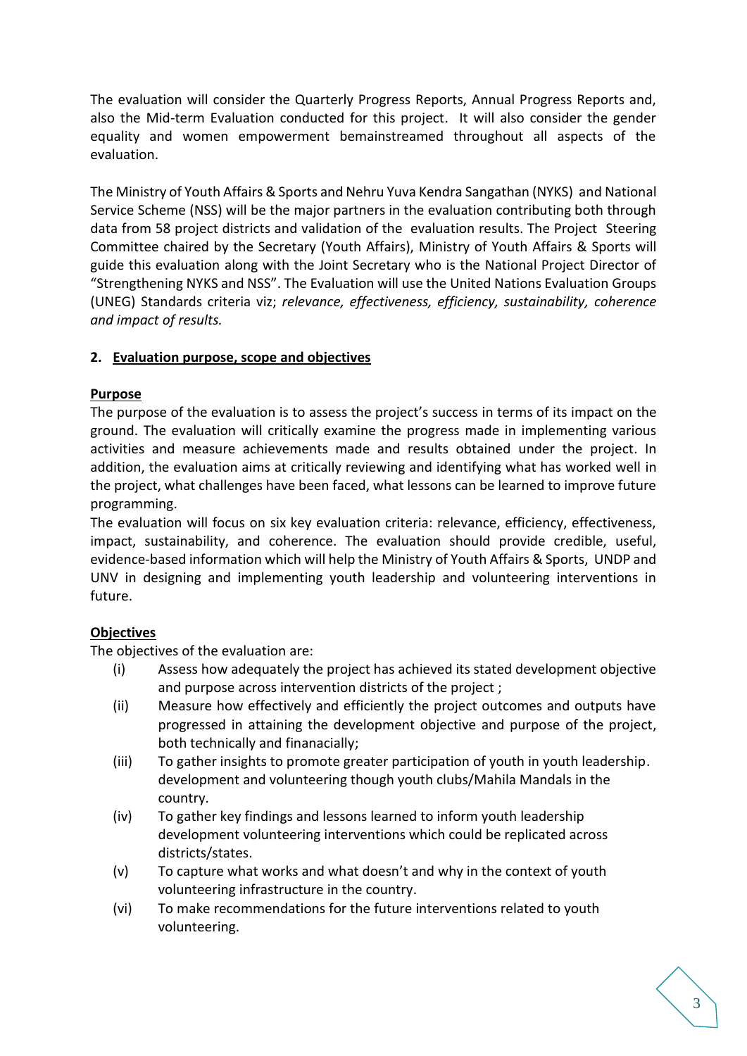The evaluation will consider the Quarterly Progress Reports, Annual Progress Reports and, also the Mid-term Evaluation conducted for this project. It will also consider the gender equality and women empowerment bemainstreamed throughout all aspects of the evaluation.

The Ministry of Youth Affairs & Sports and Nehru Yuva Kendra Sangathan (NYKS) and National Service Scheme (NSS) will be the major partners in the evaluation contributing both through data from 58 project districts and validation of the evaluation results. The Project Steering Committee chaired by the Secretary (Youth Affairs), Ministry of Youth Affairs & Sports will guide this evaluation along with the Joint Secretary who is the National Project Director of "Strengthening NYKS and NSS". The Evaluation will use the United Nations Evaluation Groups (UNEG) Standards criteria viz; *relevance, effectiveness, efficiency, sustainability, coherence and impact of results.*

## 2. Evaluation purpose, scope and objectives

### Purpose

The purpose of the evaluation is to assess the project's success in terms of its impact on the ground. The evaluation will critically examine the progress made in implementing various activities and measure achievements made and results obtained under the project. In addition, the evaluation aims at critically reviewing and identifying what has worked well in the project, what challenges have been faced, what lessons can be learned to improve future programming.

The evaluation will focus on six key evaluation criteria: relevance, efficiency, effectiveness, impact, sustainability, and coherence. The evaluation should provide credible, useful, evidence-based information which will help the Ministry of Youth Affairs & Sports, UNDP and UNV in designing and implementing youth leadership and volunteering interventions in future.

### Objectives

The objectives of the evaluation are:

- (i) Assess how adequately the project has achieved its stated development objective and purpose across intervention districts of the project ;
- (ii) Measure how effectively and efficiently the project outcomes and outputs have progressed in attaining the development objective and purpose of the project, both technically and finanacially;
- (iii) To gather insights to promote greater participation of youth in youth leadership. development and volunteering though youth clubs/Mahila Mandals in the country.
- (iv) To gather key findings and lessons learned to inform youth leadership development volunteering interventions which could be replicated across districts/states.
- (v) To capture what works and what doesn't and why in the context of youth volunteering infrastructure in the country.
- (vi) To make recommendations for the future interventions related to youth volunteering.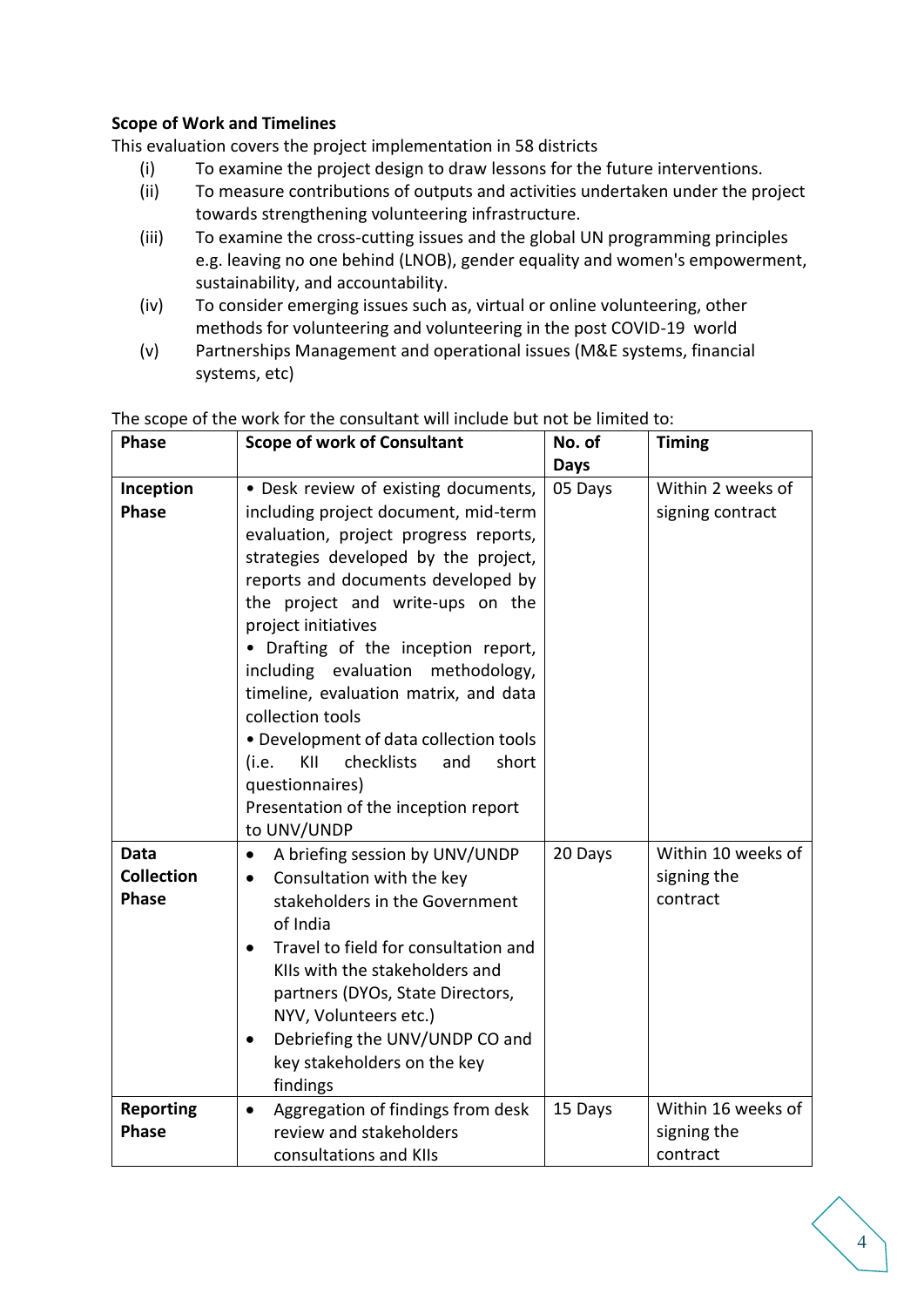**Scope of Work and Timelines**

This evaluation covers the project implementation in 58 districts

(i) To examine the project design to draw lessons for the future interventions.

(ii) To measure contributions of outputs and activities undertaken under the project towards strengthening volunteering infrastructure.

(iii) To examine the cross-cutting issues and the global UN programming principles e.g. leaving no one behind (LNOB), gender equality and women's empowerment, sustainability, and accountability.

(iv) To consider emerging issues such as, virtual or online volunteering, other methods for volunteering and volunteering in the post COVID-19 world

(v) Partnerships Management and operational issues (M&E systems, financial systems, etc)

The scope of the work for the consultant will include but not be limited to:

| Phase | Scope of work of Consultant | No. of Days | Timing |
|---|---|---|---|
| **Inception Phase** | • Desk review of existing documents, including project document, mid-term evaluation, project progress reports, strategies developed by the project, reports and documents developed by the project and write-ups on the project initiatives<br>• Drafting of the inception report, including evaluation methodology, timeline, evaluation matrix, and data collection tools<br>• Development of data collection tools (i.e. KII checklists and short questionnaires)<br>Presentation of the inception report to UNV/UNDP | 05 Days | Within 2 weeks of signing contract |
| **Data Collection Phase** | • A briefing session by UNV/UNDP<br>• Consultation with the key stakeholders in the Government of India<br>• Travel to field for consultation and KIIs with the stakeholders and partners (DYOs, State Directors, NYV, Volunteers etc.)<br>• Debriefing the UNV/UNDP CO and key stakeholders on the key findings | 20 Days | Within 10 weeks of signing the contract |
| **Reporting Phase** | • Aggregation of findings from desk review and stakeholders consultations and KIIs | 15 Days | Within 16 weeks of signing the contract |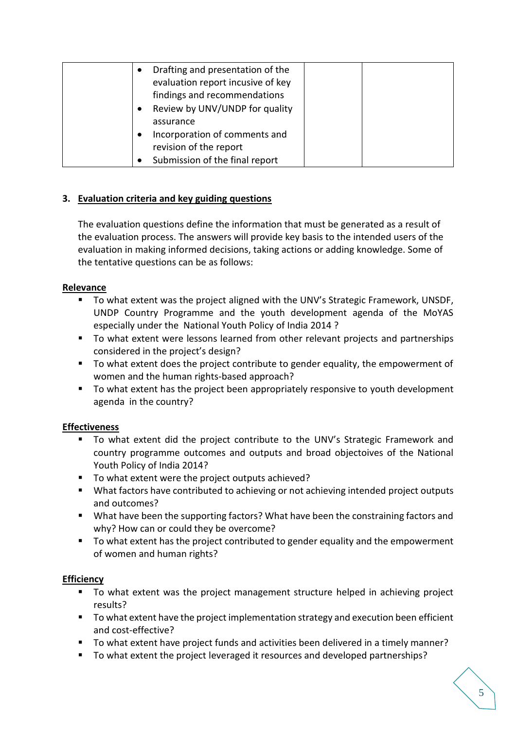| | | | |
|---|---|---|---|
| | • Drafting and presentation of the evaluation report incusive of key findings and recommendations<br>• Review by UNV/UNDP for quality assurance<br>• Incorporation of comments and revision of the report<br>• Submission of the final report | | |

## 3. Evaluation criteria and key guiding questions

The evaluation questions define the information that must be generated as a result of the evaluation process. The answers will provide key basis to the intended users of the evaluation in making informed decisions, taking actions or adding knowledge. Some of the tentative questions can be as follows:

**Relevance**

- To what extent was the project aligned with the UNV's Strategic Framework, UNSDF, UNDP Country Programme and the youth development agenda of the MoYAS especially under the National Youth Policy of India 2014 ?
- To what extent were lessons learned from other relevant projects and partnerships considered in the project's design?
- To what extent does the project contribute to gender equality, the empowerment of women and the human rights-based approach?
- To what extent has the project been appropriately responsive to youth development agenda in the country?

**Effectiveness**

- To what extent did the project contribute to the UNV's Strategic Framework and country programme outcomes and outputs and broad objectoives of the National Youth Policy of India 2014?
- To what extent were the project outputs achieved?
- What factors have contributed to achieving or not achieving intended project outputs and outcomes?
- What have been the supporting factors? What have been the constraining factors and why? How can or could they be overcome?
- To what extent has the project contributed to gender equality and the empowerment of women and human rights?

**Efficiency**

- To what extent was the project management structure helped in achieving project results?
- To what extent have the project implementation strategy and execution been efficient and cost-effective?
- To what extent have project funds and activities been delivered in a timely manner?
- To what extent the project leveraged it resources and developed partnerships?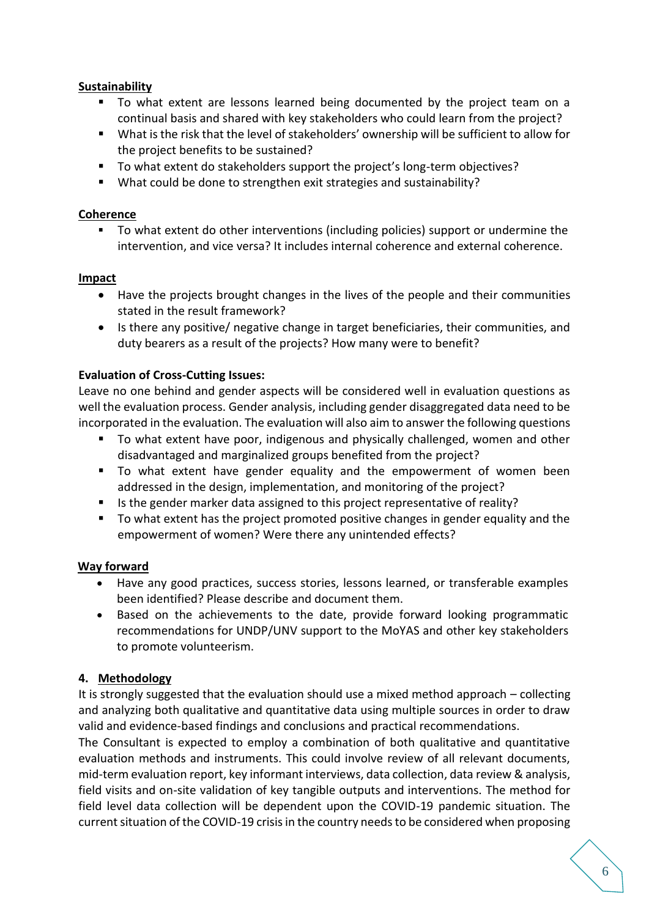**Sustainability**

- To what extent are lessons learned being documented by the project team on a continual basis and shared with key stakeholders who could learn from the project?
- What is the risk that the level of stakeholders' ownership will be sufficient to allow for the project benefits to be sustained?
- To what extent do stakeholders support the project's long-term objectives?
- What could be done to strengthen exit strategies and sustainability?

**Coherence**

- To what extent do other interventions (including policies) support or undermine the intervention, and vice versa? It includes internal coherence and external coherence.

**Impact**

- Have the projects brought changes in the lives of the people and their communities stated in the result framework?
- Is there any positive/ negative change in target beneficiaries, their communities, and duty bearers as a result of the projects? How many were to benefit?

**Evaluation of Cross-Cutting Issues:**

Leave no one behind and gender aspects will be considered well in evaluation questions as well the evaluation process. Gender analysis, including gender disaggregated data need to be incorporated in the evaluation. The evaluation will also aim to answer the following questions

- To what extent have poor, indigenous and physically challenged, women and other disadvantaged and marginalized groups benefited from the project?
- To what extent have gender equality and the empowerment of women been addressed in the design, implementation, and monitoring of the project?
- Is the gender marker data assigned to this project representative of reality?
- To what extent has the project promoted positive changes in gender equality and the empowerment of women? Were there any unintended effects?

**Way forward**

- Have any good practices, success stories, lessons learned, or transferable examples been identified? Please describe and document them.
- Based on the achievements to the date, provide forward looking programmatic recommendations for UNDP/UNV support to the MoYAS and other key stakeholders to promote volunteerism.

## 4. Methodology

It is strongly suggested that the evaluation should use a mixed method approach – collecting and analyzing both qualitative and quantitative data using multiple sources in order to draw valid and evidence-based findings and conclusions and practical recommendations.

The Consultant is expected to employ a combination of both qualitative and quantitative evaluation methods and instruments. This could involve review of all relevant documents, mid-term evaluation report, key informant interviews, data collection, data review & analysis, field visits and on-site validation of key tangible outputs and interventions. The method for field level data collection will be dependent upon the COVID-19 pandemic situation. The current situation of the COVID-19 crisis in the country needs to be considered when proposing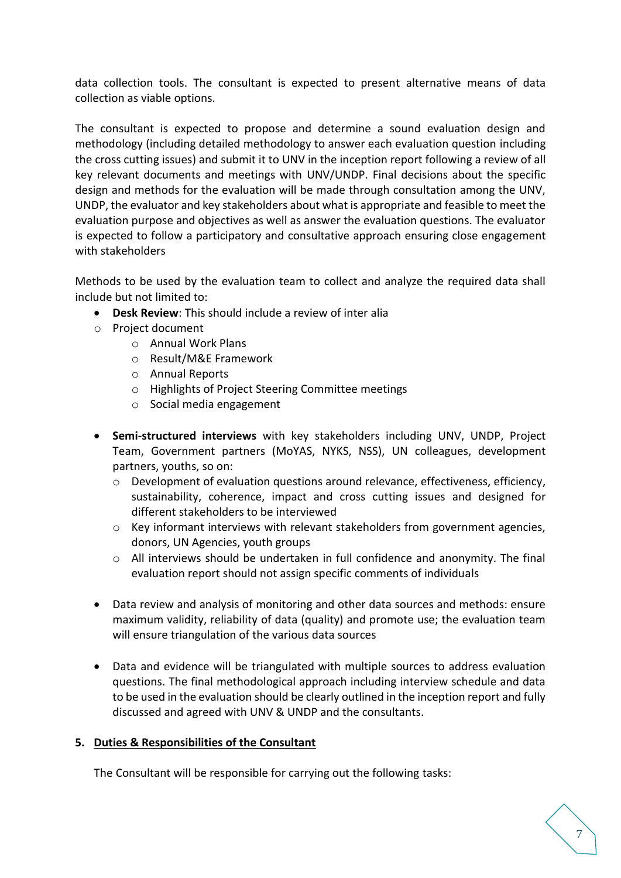data collection tools. The consultant is expected to present alternative means of data collection as viable options.

The consultant is expected to propose and determine a sound evaluation design and methodology (including detailed methodology to answer each evaluation question including the cross cutting issues) and submit it to UNV in the inception report following a review of all key relevant documents and meetings with UNV/UNDP. Final decisions about the specific design and methods for the evaluation will be made through consultation among the UNV, UNDP, the evaluator and key stakeholders about what is appropriate and feasible to meet the evaluation purpose and objectives as well as answer the evaluation questions. The evaluator is expected to follow a participatory and consultative approach ensuring close engagement with stakeholders

Methods to be used by the evaluation team to collect and analyze the required data shall include but not limited to:

- **Desk Review**: This should include a review of inter alia
- Project document
    - Annual Work Plans
    - Result/M&E Framework
    - Annual Reports
    - Highlights of Project Steering Committee meetings
    - Social media engagement

- **Semi-structured interviews** with key stakeholders including UNV, UNDP, Project Team, Government partners (MoYAS, NYKS, NSS), UN colleagues, development partners, youths, so on:
    - Development of evaluation questions around relevance, effectiveness, efficiency, sustainability, coherence, impact and cross cutting issues and designed for different stakeholders to be interviewed
    - Key informant interviews with relevant stakeholders from government agencies, donors, UN Agencies, youth groups
    - All interviews should be undertaken in full confidence and anonymity. The final evaluation report should not assign specific comments of individuals

- Data review and analysis of monitoring and other data sources and methods: ensure maximum validity, reliability of data (quality) and promote use; the evaluation team will ensure triangulation of the various data sources

- Data and evidence will be triangulated with multiple sources to address evaluation questions. The final methodological approach including interview schedule and data to be used in the evaluation should be clearly outlined in the inception report and fully discussed and agreed with UNV & UNDP and the consultants.

## 5. Duties & Responsibilities of the Consultant

The Consultant will be responsible for carrying out the following tasks: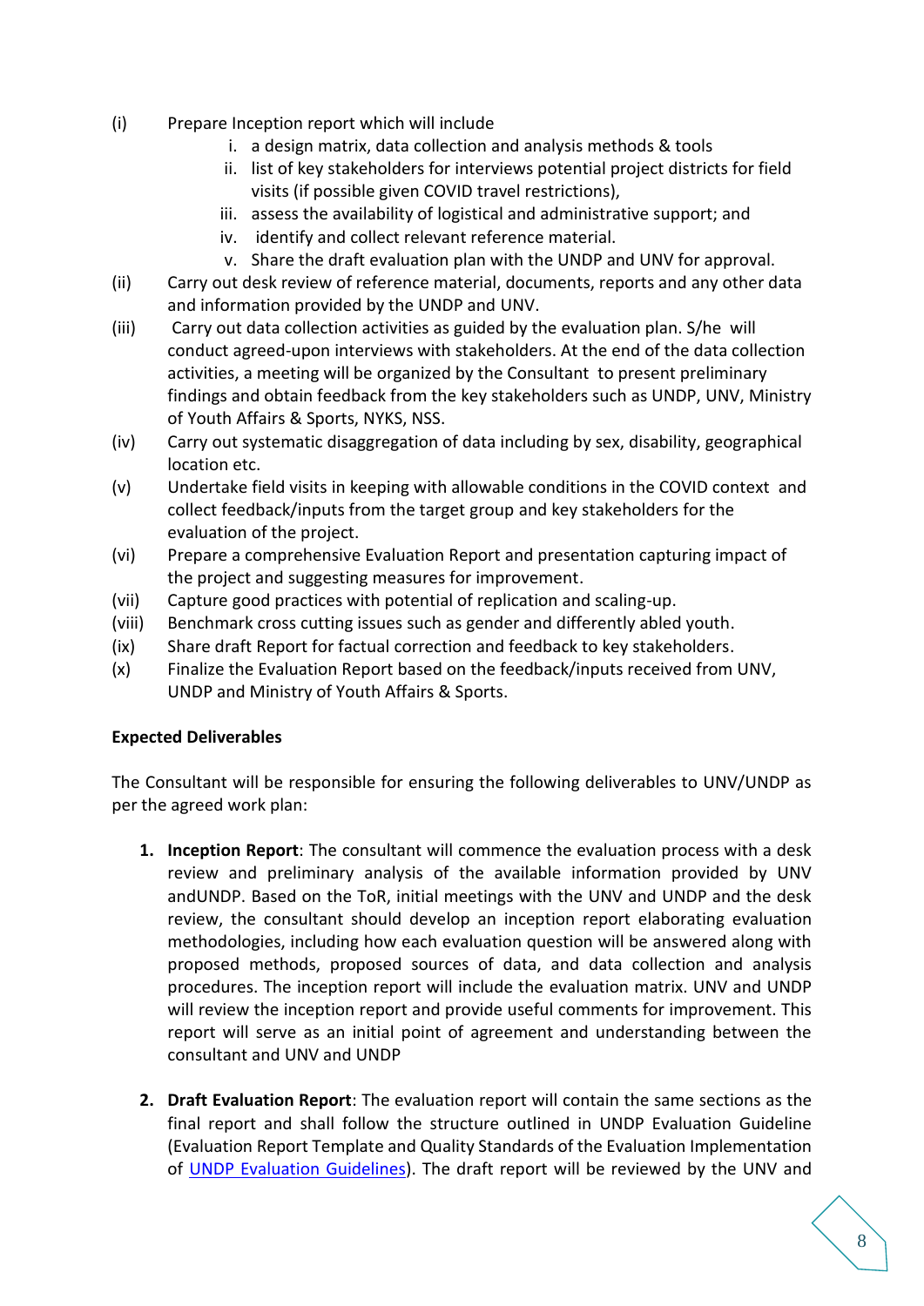(i) Prepare Inception report which will include
   i. a design matrix, data collection and analysis methods & tools
   ii. list of key stakeholders for interviews potential project districts for field visits (if possible given COVID travel restrictions),
   iii. assess the availability of logistical and administrative support; and
   iv. identify and collect relevant reference material.
   v. Share the draft evaluation plan with the UNDP and UNV for approval.

(ii) Carry out desk review of reference material, documents, reports and any other data and information provided by the UNDP and UNV.

(iii) Carry out data collection activities as guided by the evaluation plan. S/he will conduct agreed-upon interviews with stakeholders. At the end of the data collection activities, a meeting will be organized by the Consultant to present preliminary findings and obtain feedback from the key stakeholders such as UNDP, UNV, Ministry of Youth Affairs & Sports, NYKS, NSS.

(iv) Carry out systematic disaggregation of data including by sex, disability, geographical location etc.

(v) Undertake field visits in keeping with allowable conditions in the COVID context and collect feedback/inputs from the target group and key stakeholders for the evaluation of the project.

(vi) Prepare a comprehensive Evaluation Report and presentation capturing impact of the project and suggesting measures for improvement.

(vii) Capture good practices with potential of replication and scaling-up.

(viii) Benchmark cross cutting issues such as gender and differently abled youth.

(ix) Share draft Report for factual correction and feedback to key stakeholders.

(x) Finalize the Evaluation Report based on the feedback/inputs received from UNV, UNDP and Ministry of Youth Affairs & Sports.

**Expected Deliverables**

The Consultant will be responsible for ensuring the following deliverables to UNV/UNDP as per the agreed work plan:

1. **Inception Report**: The consultant will commence the evaluation process with a desk review and preliminary analysis of the available information provided by UNV andUNDP. Based on the ToR, initial meetings with the UNV and UNDP and the desk review, the consultant should develop an inception report elaborating evaluation methodologies, including how each evaluation question will be answered along with proposed methods, proposed sources of data, and data collection and analysis procedures. The inception report will include the evaluation matrix. UNV and UNDP will review the inception report and provide useful comments for improvement. This report will serve as an initial point of agreement and understanding between the consultant and UNV and UNDP

2. **Draft Evaluation Report**: The evaluation report will contain the same sections as the final report and shall follow the structure outlined in UNDP Evaluation Guideline (Evaluation Report Template and Quality Standards of the Evaluation Implementation of [UNDP Evaluation Guidelines]). The draft report will be reviewed by the UNV and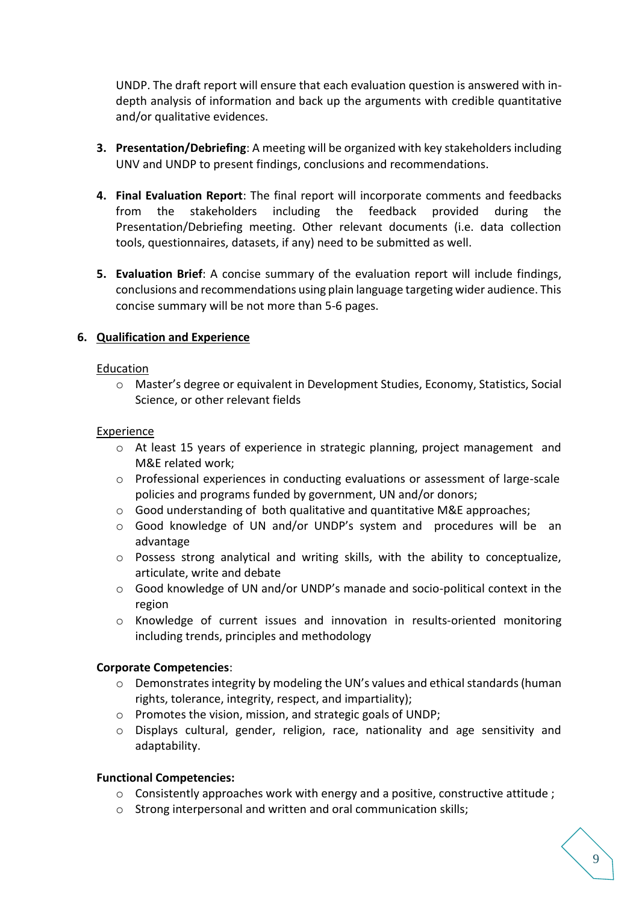UNDP. The draft report will ensure that each evaluation question is answered with in-depth analysis of information and back up the arguments with credible quantitative and/or qualitative evidences.

3. **Presentation/Debriefing**: A meeting will be organized with key stakeholders including UNV and UNDP to present findings, conclusions and recommendations.

4. **Final Evaluation Report**: The final report will incorporate comments and feedbacks from the stakeholders including the feedback provided during the Presentation/Debriefing meeting. Other relevant documents (i.e. data collection tools, questionnaires, datasets, if any) need to be submitted as well.

5. **Evaluation Brief**: A concise summary of the evaluation report will include findings, conclusions and recommendations using plain language targeting wider audience. This concise summary will be not more than 5-6 pages.

## 6. Qualification and Experience

Education

- Master's degree or equivalent in Development Studies, Economy, Statistics, Social Science, or other relevant fields

Experience

- At least 15 years of experience in strategic planning, project management and M&E related work;
- Professional experiences in conducting evaluations or assessment of large-scale policies and programs funded by government, UN and/or donors;
- Good understanding of both qualitative and quantitative M&E approaches;
- Good knowledge of UN and/or UNDP's system and procedures will be an advantage
- Possess strong analytical and writing skills, with the ability to conceptualize, articulate, write and debate
- Good knowledge of UN and/or UNDP's manade and socio-political context in the region
- Knowledge of current issues and innovation in results-oriented monitoring including trends, principles and methodology

**Corporate Competencies**:

- Demonstrates integrity by modeling the UN's values and ethical standards (human rights, tolerance, integrity, respect, and impartiality);
- Promotes the vision, mission, and strategic goals of UNDP;
- Displays cultural, gender, religion, race, nationality and age sensitivity and adaptability.

**Functional Competencies:**

- Consistently approaches work with energy and a positive, constructive attitude ;
- Strong interpersonal and written and oral communication skills;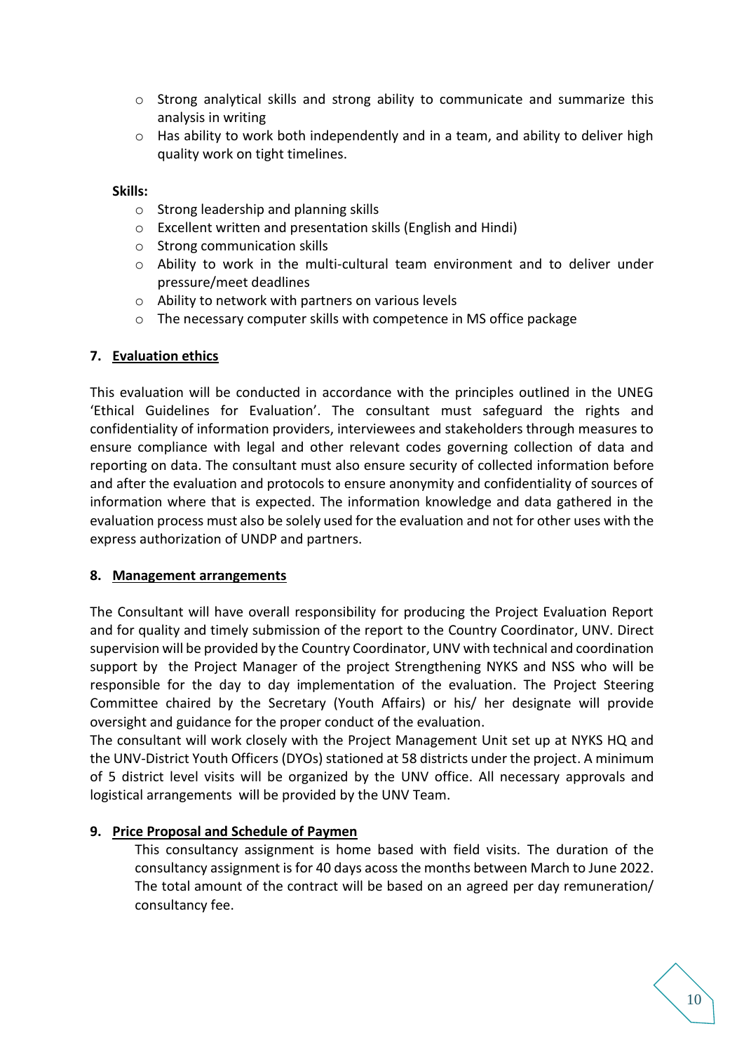- Strong analytical skills and strong ability to communicate and summarize this analysis in writing
- Has ability to work both independently and in a team, and ability to deliver high quality work on tight timelines.

**Skills:**

- Strong leadership and planning skills
- Excellent written and presentation skills (English and Hindi)
- Strong communication skills
- Ability to work in the multi-cultural team environment and to deliver under pressure/meet deadlines
- Ability to network with partners on various levels
- The necessary computer skills with competence in MS office package

## 7. Evaluation ethics

This evaluation will be conducted in accordance with the principles outlined in the UNEG 'Ethical Guidelines for Evaluation'. The consultant must safeguard the rights and confidentiality of information providers, interviewees and stakeholders through measures to ensure compliance with legal and other relevant codes governing collection of data and reporting on data. The consultant must also ensure security of collected information before and after the evaluation and protocols to ensure anonymity and confidentiality of sources of information where that is expected. The information knowledge and data gathered in the evaluation process must also be solely used for the evaluation and not for other uses with the express authorization of UNDP and partners.

## 8. Management arrangements

The Consultant will have overall responsibility for producing the Project Evaluation Report and for quality and timely submission of the report to the Country Coordinator, UNV. Direct supervision will be provided by the Country Coordinator, UNV with technical and coordination support by the Project Manager of the project Strengthening NYKS and NSS who will be responsible for the day to day implementation of the evaluation. The Project Steering Committee chaired by the Secretary (Youth Affairs) or his/ her designate will provide oversight and guidance for the proper conduct of the evaluation.
The consultant will work closely with the Project Management Unit set up at NYKS HQ and the UNV-District Youth Officers (DYOs) stationed at 58 districts under the project. A minimum of 5 district level visits will be organized by the UNV office. All necessary approvals and logistical arrangements will be provided by the UNV Team.

## 9. Price Proposal and Schedule of Paymen

This consultancy assignment is home based with field visits. The duration of the consultancy assignment is for 40 days acoss the months between March to June 2022. The total amount of the contract will be based on an agreed per day remuneration/ consultancy fee.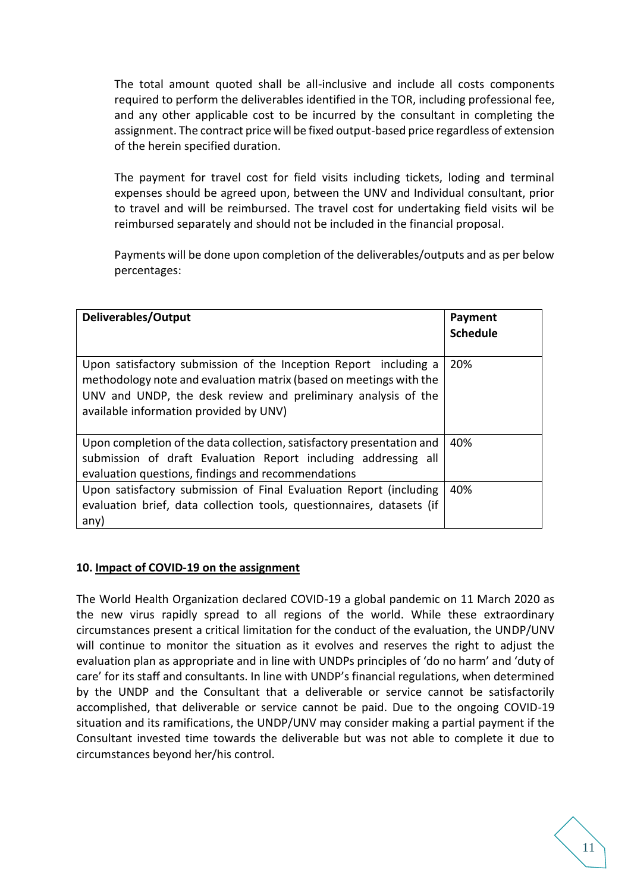The total amount quoted shall be all-inclusive and include all costs components required to perform the deliverables identified in the TOR, including professional fee, and any other applicable cost to be incurred by the consultant in completing the assignment. The contract price will be fixed output-based price regardless of extension of the herein specified duration.

The payment for travel cost for field visits including tickets, loding and terminal expenses should be agreed upon, between the UNV and Individual consultant, prior to travel and will be reimbursed. The travel cost for undertaking field visits wil be reimbursed separately and should not be included in the financial proposal.

Payments will be done upon completion of the deliverables/outputs and as per below percentages:

| **Deliverables/Output** | **Payment Schedule** |
|---|---|
| Upon satisfactory submission of the Inception Report including a methodology note and evaluation matrix (based on meetings with the UNV and UNDP, the desk review and preliminary analysis of the available information provided by UNV) | 20% |
| Upon completion of the data collection, satisfactory presentation and submission of draft Evaluation Report including addressing all evaluation questions, findings and recommendations | 40% |
| Upon satisfactory submission of Final Evaluation Report (including evaluation brief, data collection tools, questionnaires, datasets (if any) | 40% |

## 10. Impact of COVID-19 on the assignment

The World Health Organization declared COVID-19 a global pandemic on 11 March 2020 as the new virus rapidly spread to all regions of the world. While these extraordinary circumstances present a critical limitation for the conduct of the evaluation, the UNDP/UNV will continue to monitor the situation as it evolves and reserves the right to adjust the evaluation plan as appropriate and in line with UNDPs principles of 'do no harm' and 'duty of care' for its staff and consultants. In line with UNDP's financial regulations, when determined by the UNDP and the Consultant that a deliverable or service cannot be satisfactorily accomplished, that deliverable or service cannot be paid. Due to the ongoing COVID-19 situation and its ramifications, the UNDP/UNV may consider making a partial payment if the Consultant invested time towards the deliverable but was not able to complete it due to circumstances beyond her/his control.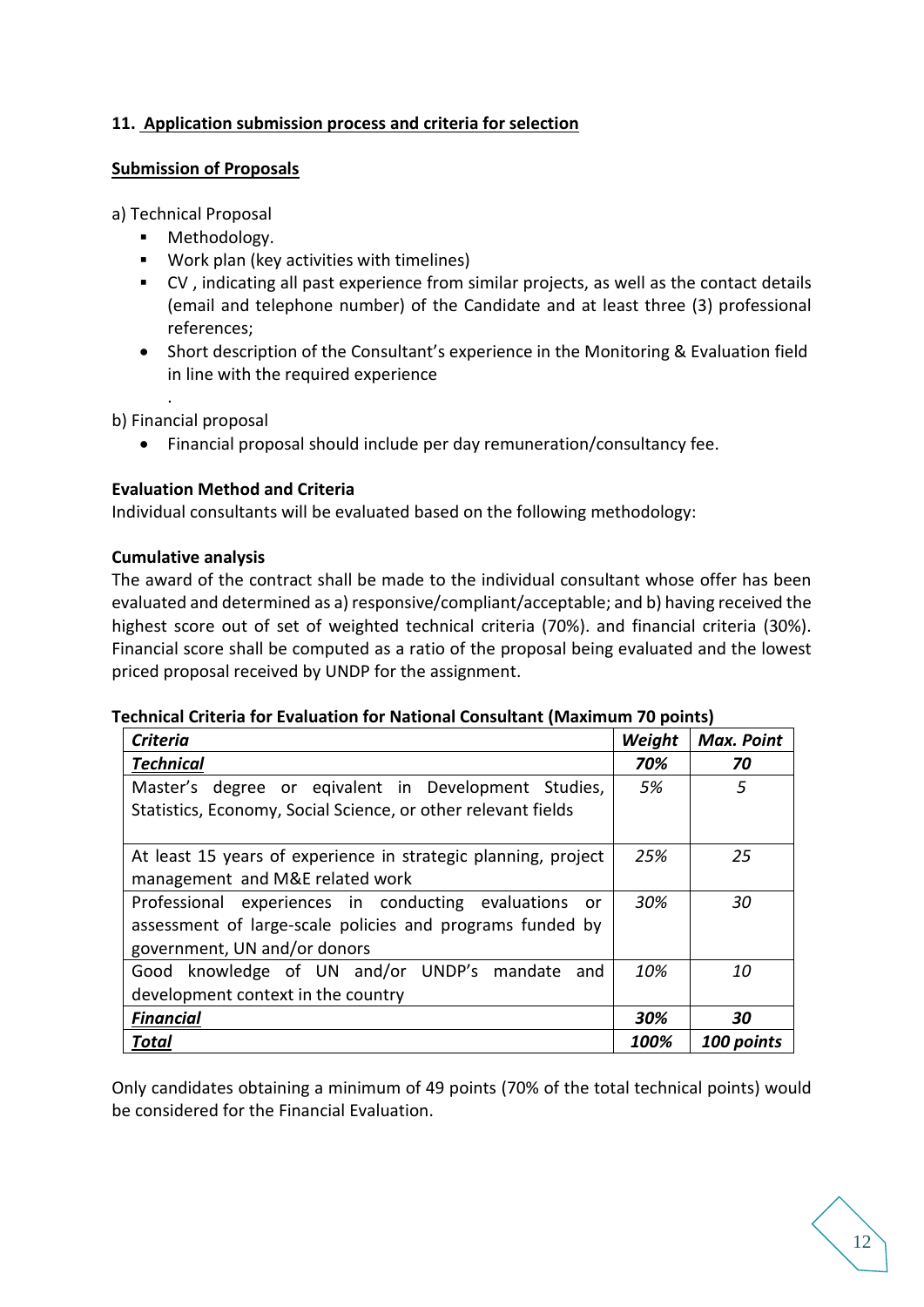**11. Application submission process and criteria for selection**

**Submission of Proposals**

a) Technical Proposal

- Methodology.
- Work plan (key activities with timelines)
- CV , indicating all past experience from similar projects, as well as the contact details (email and telephone number) of the Candidate and at least three (3) professional references;
- Short description of the Consultant's experience in the Monitoring & Evaluation field in line with the required experience

.

b) Financial proposal

- Financial proposal should include per day remuneration/consultancy fee.

**Evaluation Method and Criteria**

Individual consultants will be evaluated based on the following methodology:

**Cumulative analysis**

The award of the contract shall be made to the individual consultant whose offer has been evaluated and determined as a) responsive/compliant/acceptable; and b) having received the highest score out of set of weighted technical criteria (70%). and financial criteria (30%). Financial score shall be computed as a ratio of the proposal being evaluated and the lowest priced proposal received by UNDP for the assignment.

**Technical Criteria for Evaluation for National Consultant (Maximum 70 points)**

| ***Criteria*** | ***Weight*** | ***Max. Point*** |
|---|---|---|
| ***Technical*** | ***70%*** | ***70*** |
| Master's degree or eqivalent in Development Studies, Statistics, Economy, Social Science, or other relevant fields | *5%* | *5* |
| At least 15 years of experience in strategic planning, project management and M&E related work | *25%* | *25* |
| Professional experiences in conducting evaluations or assessment of large-scale policies and programs funded by government, UN and/or donors | *30%* | *30* |
| Good knowledge of UN and/or UNDP's mandate and development context in the country | *10%* | *10* |
| ***Financial*** | ***30%*** | ***30*** |
| ***Total*** | ***100%*** | ***100 points*** |

Only candidates obtaining a minimum of 49 points (70% of the total technical points) would be considered for the Financial Evaluation.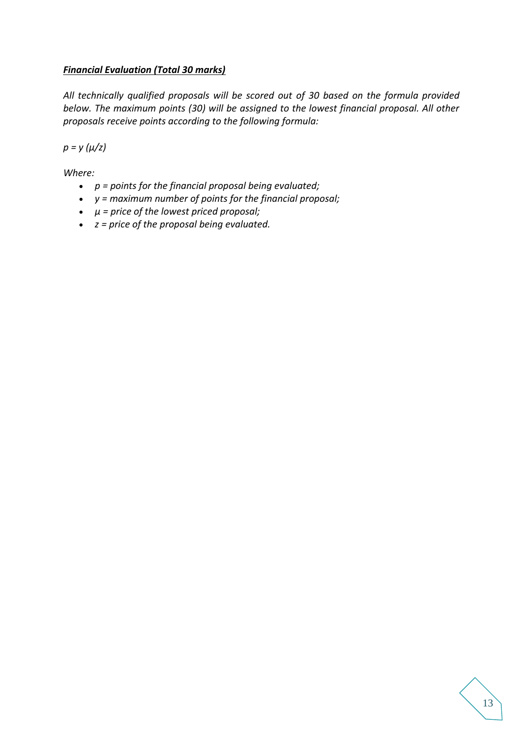***<u>Financial Evaluation (Total 30 marks)</u>***

*All technically qualified proposals will be scored out of 30 based on the formula provided below. The maximum points (30) will be assigned to the lowest financial proposal. All other proposals receive points according to the following formula:*

$$p = y\,(\mu/z)$$

*Where:*

- *$p$ = points for the financial proposal being evaluated;*
- *$y$ = maximum number of points for the financial proposal;*
- *$\mu$ = price of the lowest priced proposal;*
- *$z$ = price of the proposal being evaluated.*